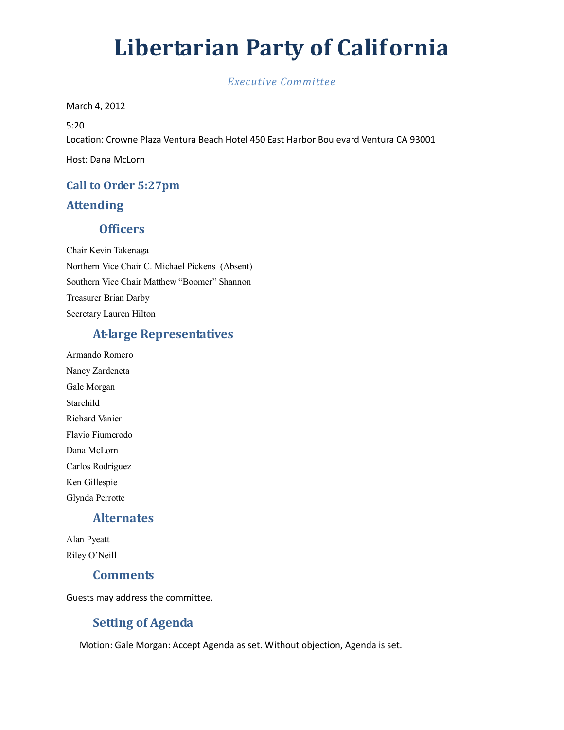# Libertarian Party of California

*Executive Committee*

March 4, 2012

5:20

Location: Crowne Plaza Ventura Beach Hotel 450 East Harbor Boulevard Ventura CA 93001

Host: Dana McLorn

## Call to Order 5:27pm

## Attending

### Officers

Chair Kevin Takenaga

Northern Vice Chair C. Michael Pickens (Absent)

Southern Vice Chair Matthew "Boomer" Shannon

Treasurer Brian Darby

Secretary Lauren Hilton

### At-large Representatives

Armando Romero

Nancy Zardeneta

Gale Morgan

Starchild

Richard Vanier

Flavio Fiumerodo

Dana McLorn

Carlos Rodriguez

Ken Gillespie

Glynda Perrotte

### Alternates

Alan Pyeatt

Riley O'Neill

### Comments

Guests may address the committee.

### Setting of Agenda

Motion: Gale Morgan: Accept Agenda as set. Without objection, Agenda is set.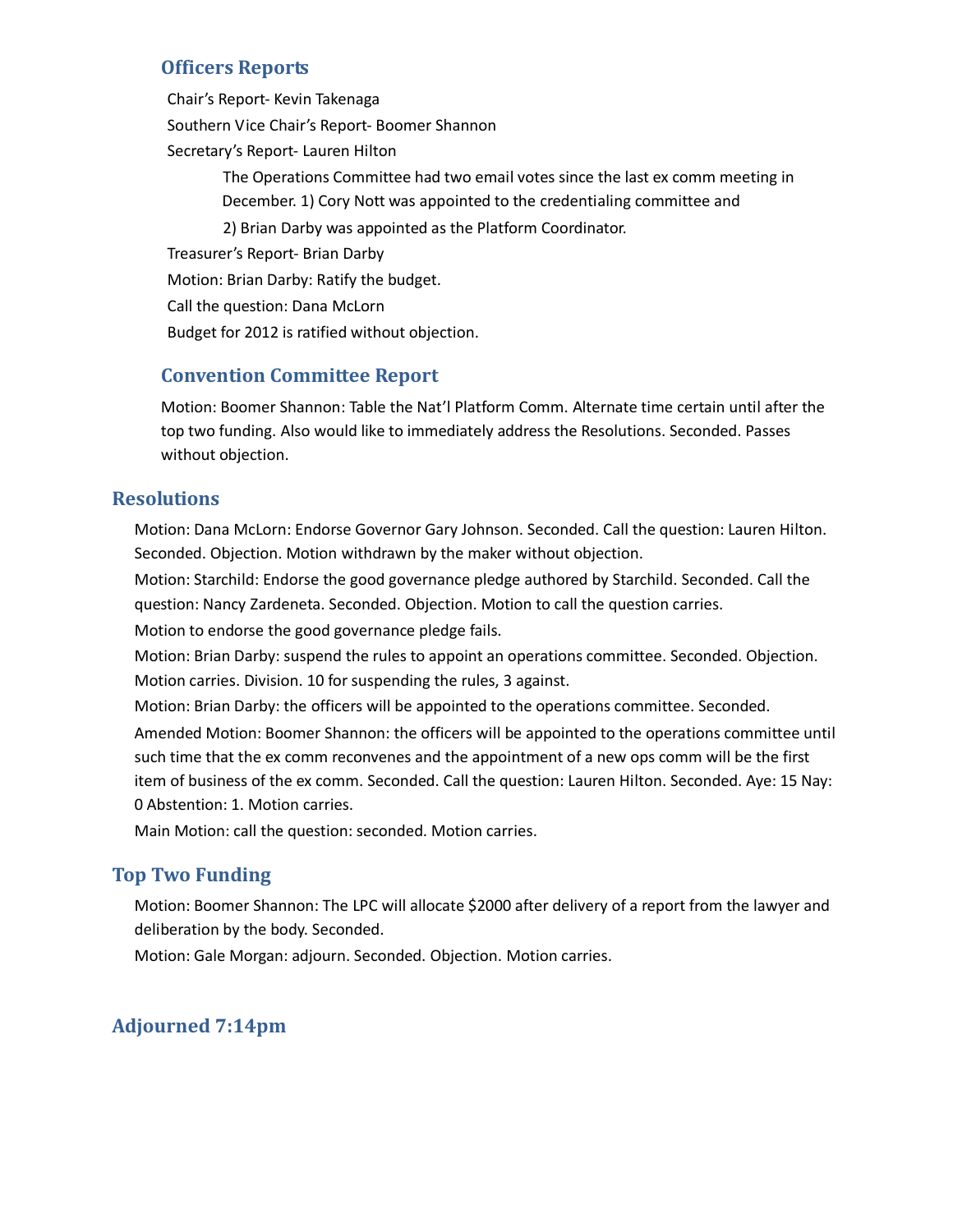## Officers Reports

Chair's Report- Kevin Takenaga

Southern Vice Chair's Report- Boomer Shannon

Secretary's Report- Lauren Hilton

> The Operations Committee had two email votes since the last ex comm meeting in December. 1) Cory Nott was appointed to the credentialing committee and
>
> 2) Brian Darby was appointed as the Platform Coordinator.

Treasurer's Report- Brian Darby

Motion: Brian Darby: Ratify the budget.

Call the question: Dana McLorn

Budget for 2012 is ratified without objection.

## Convention Committee Report

Motion: Boomer Shannon: Table the Nat'l Platform Comm. Alternate time certain until after the top two funding. Also would like to immediately address the Resolutions. Seconded. Passes without objection.

## Resolutions

Motion: Dana McLorn: Endorse Governor Gary Johnson. Seconded. Call the question: Lauren Hilton. Seconded. Objection. Motion withdrawn by the maker without objection.

Motion: Starchild: Endorse the good governance pledge authored by Starchild. Seconded. Call the question: Nancy Zardeneta. Seconded. Objection. Motion to call the question carries.

Motion to endorse the good governance pledge fails.

Motion: Brian Darby: suspend the rules to appoint an operations committee. Seconded. Objection. Motion carries. Division. 10 for suspending the rules, 3 against.

Motion: Brian Darby: the officers will be appointed to the operations committee. Seconded.

Amended Motion: Boomer Shannon: the officers will be appointed to the operations committee until such time that the ex comm reconvenes and the appointment of a new ops comm will be the first item of business of the ex comm. Seconded. Call the question: Lauren Hilton. Seconded. Aye: 15 Nay: 0 Abstention: 1. Motion carries.

Main Motion: call the question: seconded. Motion carries.

## Top Two Funding

Motion: Boomer Shannon: The LPC will allocate $2000 after delivery of a report from the lawyer and deliberation by the body. Seconded.

Motion: Gale Morgan: adjourn. Seconded. Objection. Motion carries.

## Adjourned 7:14pm